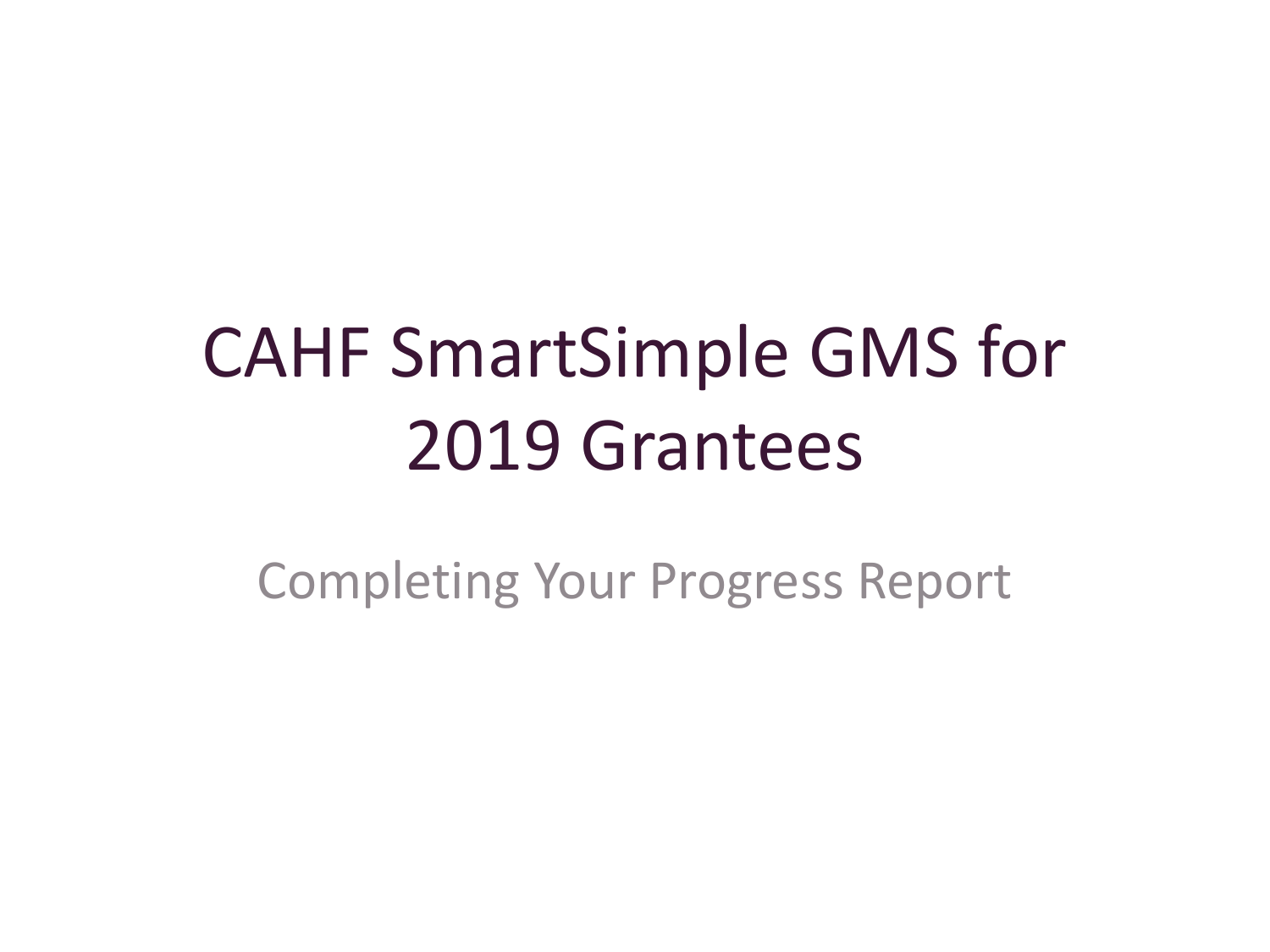# CAHF SmartSimple GMS for 2019 Grantees

Completing Your Progress Report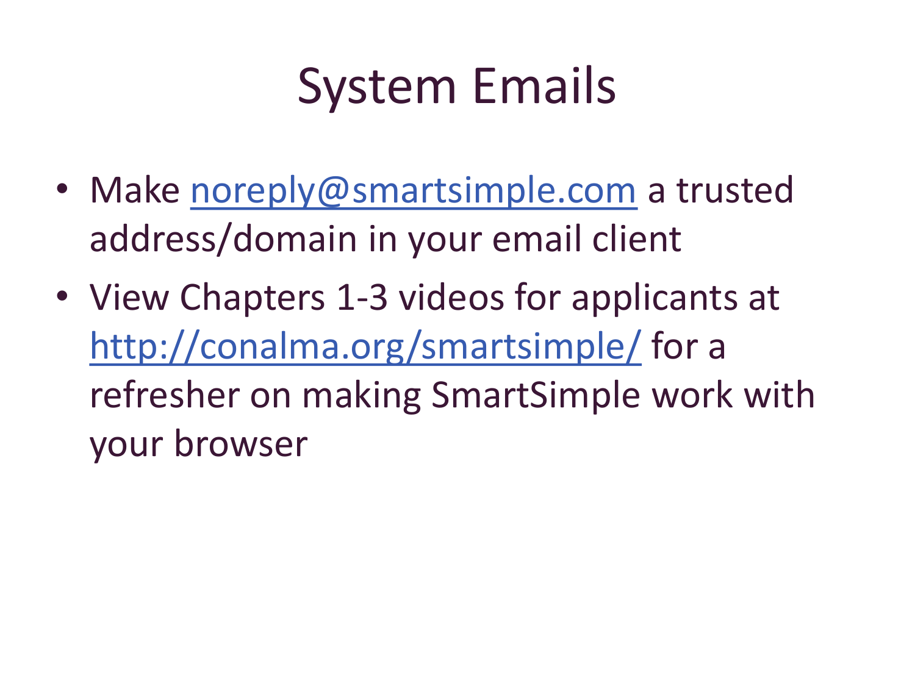# System Emails

- Make noreply@smartsimple.com a trusted address/domain in your email client
- View Chapters 1-3 videos for applicants at http://conalma.org/smartsimple/ for a refresher on making SmartSimple work with your browser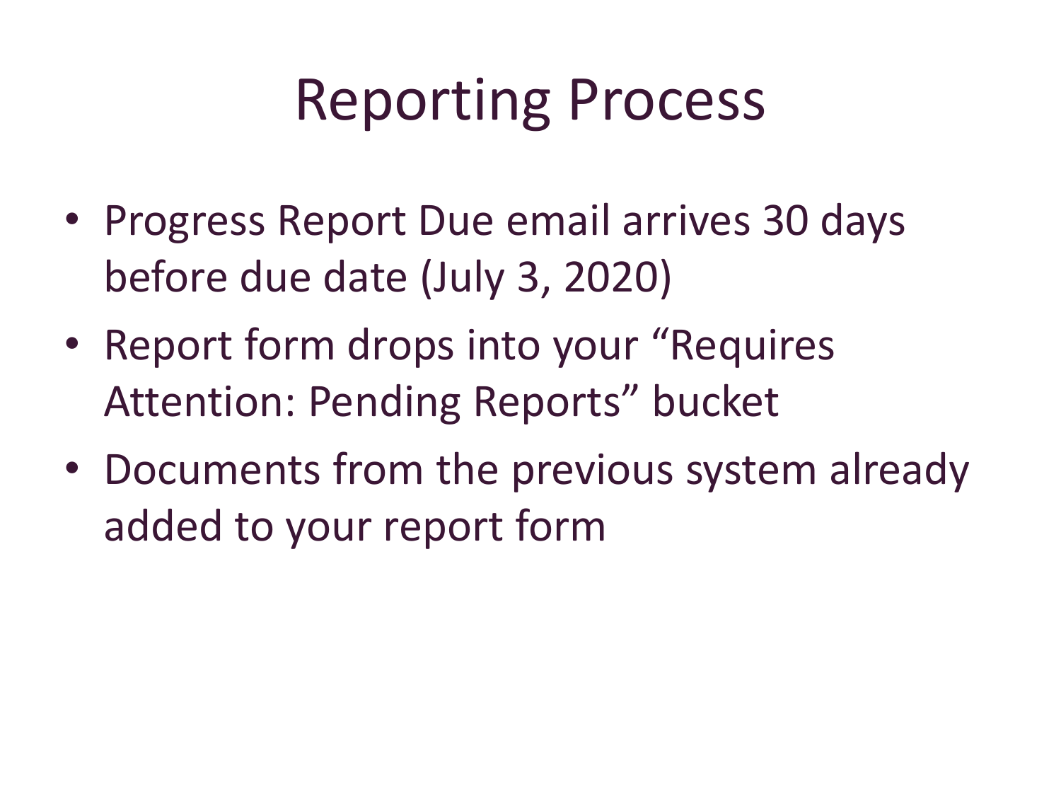# Reporting Process

- Progress Report Due email arrives 30 days before due date (July 3, 2020)
- Report form drops into your "Requires Attention: Pending Reports" bucket
- Documents from the previous system already added to your report form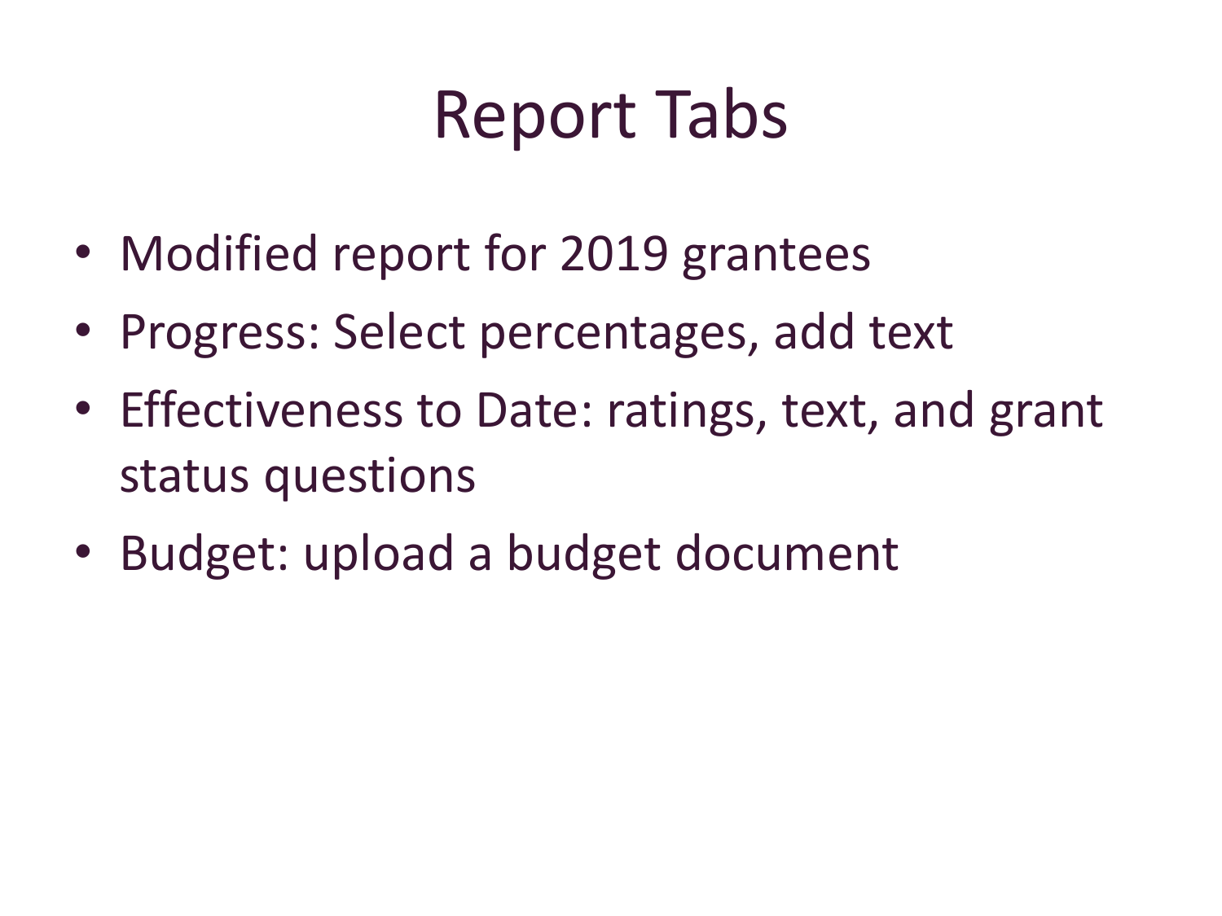# Report Tabs

- Modified report for 2019 grantees
- Progress: Select percentages, add text
- Effectiveness to Date: ratings, text, and grant status questions
- Budget: upload a budget document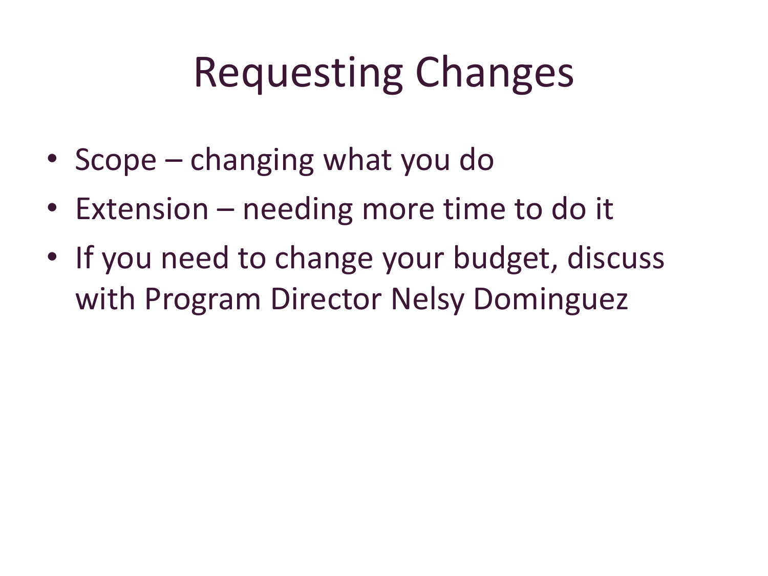# Requesting Changes

- Scope – changing what you do
- Extension – needing more time to do it
- If you need to change your budget, discuss with Program Director Nelsy Dominguez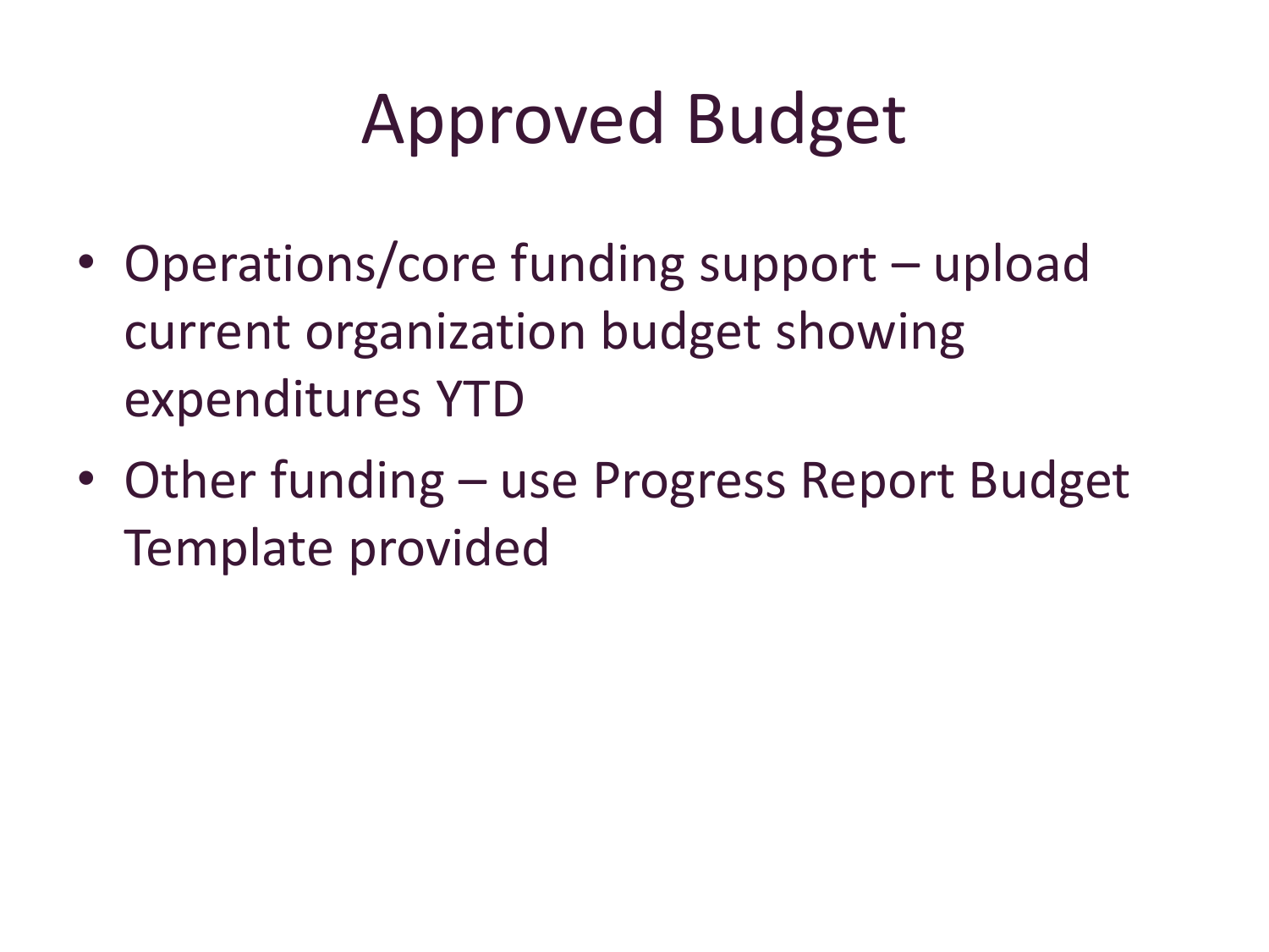# Approved Budget

- Operations/core funding support – upload current organization budget showing expenditures YTD
- Other funding – use Progress Report Budget Template provided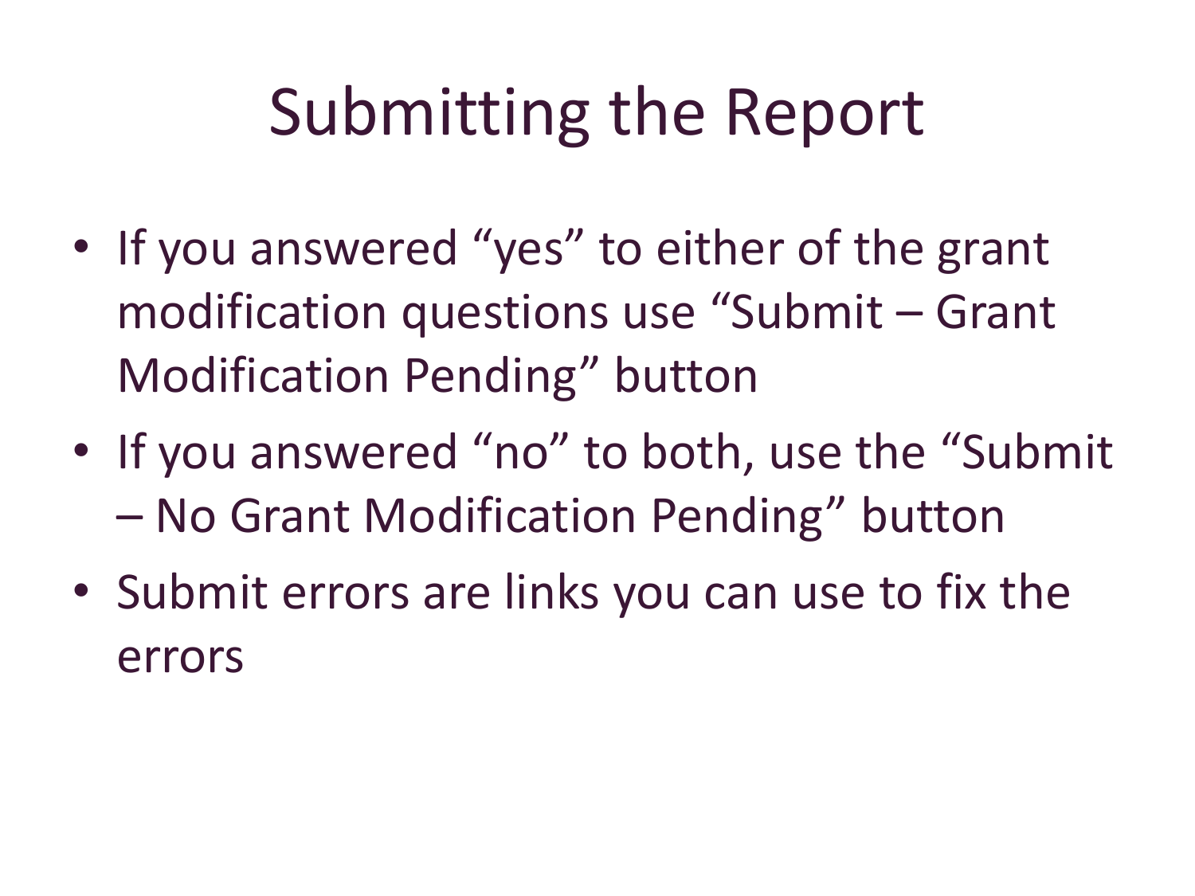# Submitting the Report

- If you answered “yes” to either of the grant modification questions use “Submit – Grant Modification Pending” button
- If you answered “no” to both, use the “Submit – No Grant Modification Pending” button
- Submit errors are links you can use to fix the errors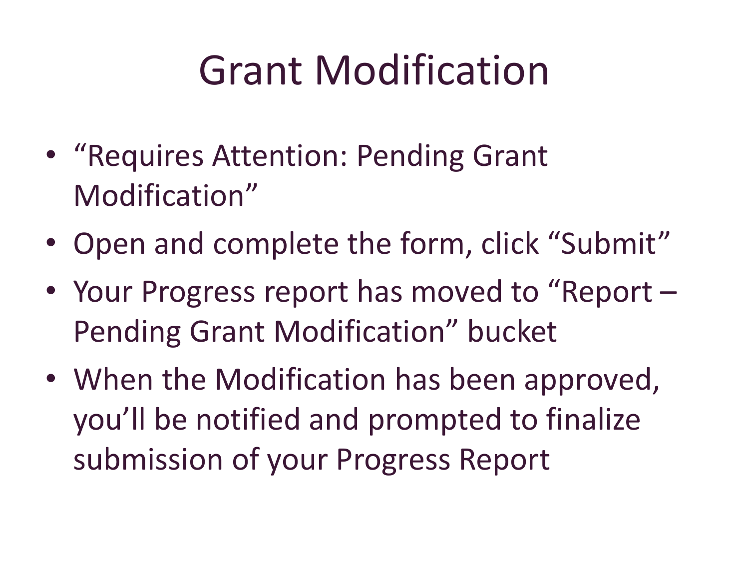# Grant Modification

- "Requires Attention: Pending Grant Modification"
- Open and complete the form, click "Submit"
- Your Progress report has moved to "Report – Pending Grant Modification" bucket
- When the Modification has been approved, you'll be notified and prompted to finalize submission of your Progress Report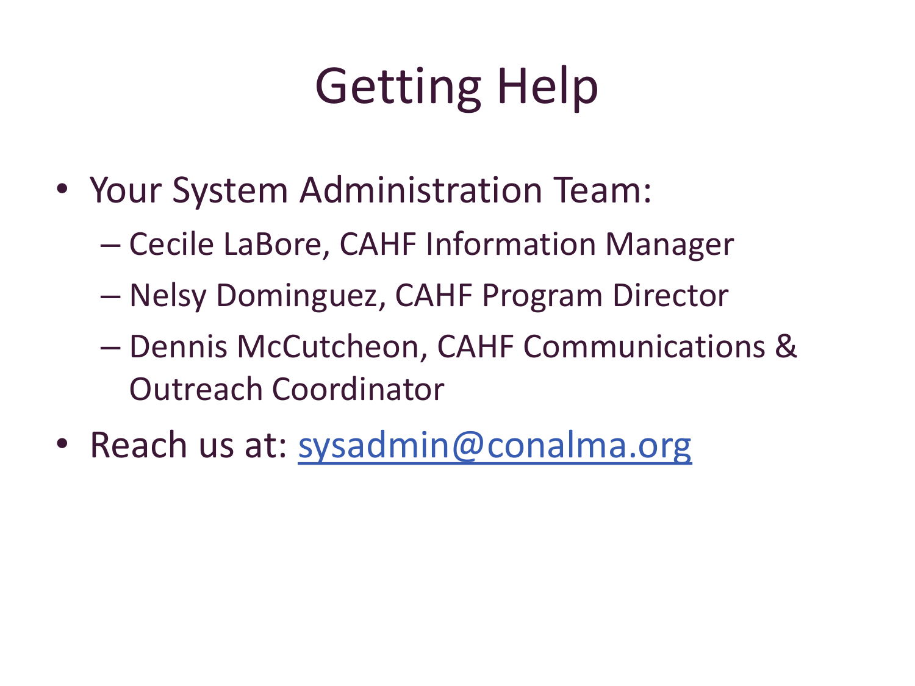# Getting Help

- Your System Administration Team:
  - Cecile LaBore, CAHF Information Manager
  - Nelsy Dominguez, CAHF Program Director
  - Dennis McCutcheon, CAHF Communications & Outreach Coordinator
- Reach us at: sysadmin@conalma.org